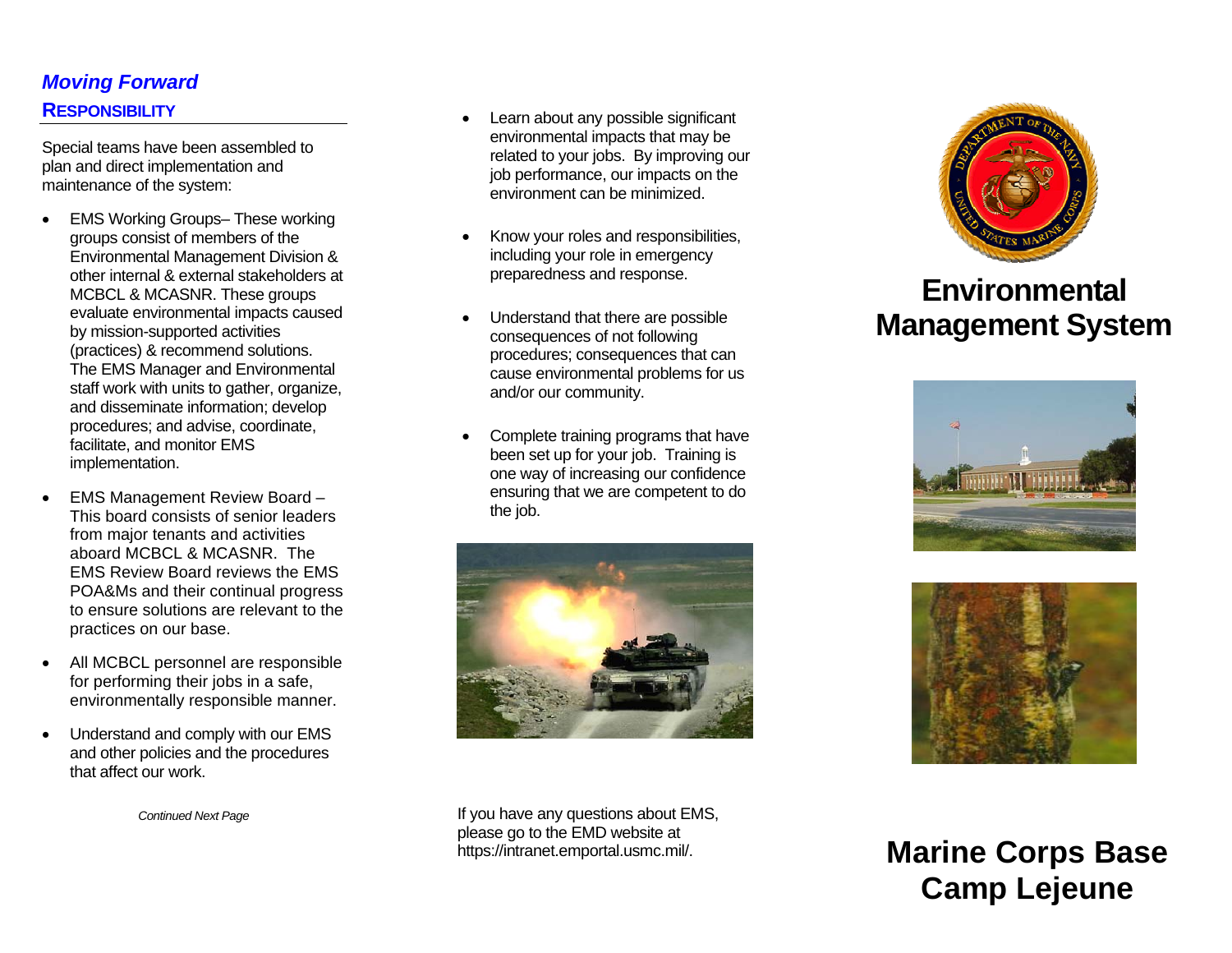*Moving Forward*

## RESPONSIBILITY

Special teams have been assembled to plan and direct implementation and maintenance of the system:

- EMS Working Groups– These working groups consist of members of the Environmental Management Division & other internal & external stakeholders at MCBCL & MCASNR. These groups evaluate environmental impacts caused by mission-supported activities (practices) & recommend solutions. The EMS Manager and Environmental staff work with units to gather, organize, and disseminate information; develop procedures; and advise, coordinate, facilitate, and monitor EMS implementation.
- EMS Management Review Board – This board consists of senior leaders from major tenants and activities aboard MCBCL & MCASNR. The EMS Review Board reviews the EMS POA&Ms and their continual progress to ensure solutions are relevant to the practices on our base.
- All MCBCL personnel are responsible for performing their jobs in a safe, environmentally responsible manner.
- Understand and comply with our EMS and other policies and the procedures that affect our work.

*Continued Next Page*

- Learn about any possible significant environmental impacts that may be related to your jobs. By improving our job performance, our impacts on the environment can be minimized.
- Know your roles and responsibilities, including your role in emergency preparedness and response.
- Understand that there are possible consequences of not following procedures; consequences that can cause environmental problems for us and/or our community.
- Complete training programs that have been set up for your job. Training is one way of increasing our confidence ensuring that we are competent to do the job.

If you have any questions about EMS, please go to the EMD website at https://intranet.emportal.usmc.mil/.

# Environmental Management System

# Marine Corps Base Camp Lejeune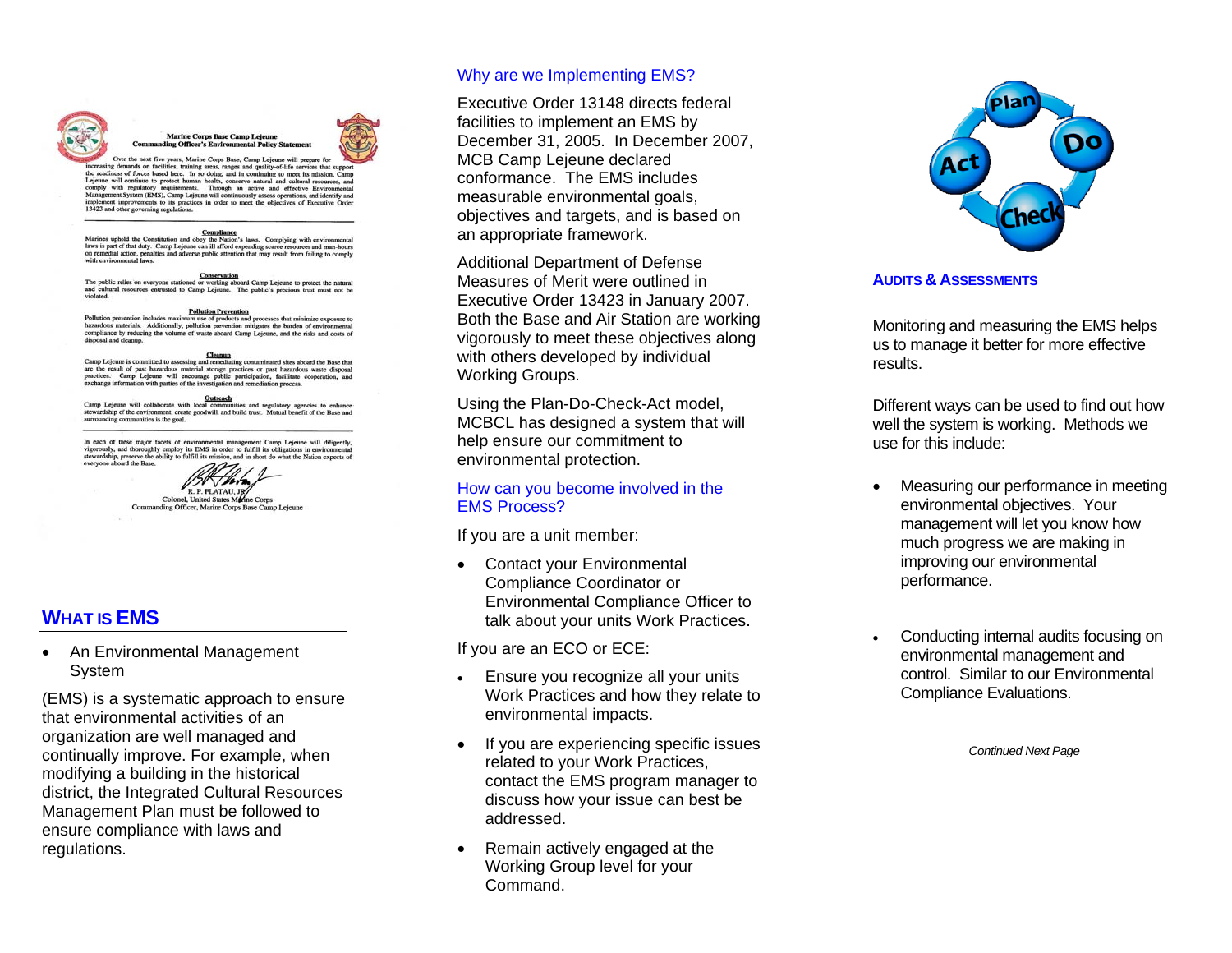**Marine Corps Base Camp Lejeune**
**Commanding Officer's Environmental Policy Statement**

Over the next five years, Marine Corps Base, Camp Lejeune will prepare for increasing demands on facilities, training areas, ranges and quality-of-life services that support the readiness of forces based here. In so doing, and in continuing to meet its mission, Camp Lejeune will continue to protect human health, conserve natural and cultural resources, and comply with regulatory requirements. Through an active and effective Environmental Management System (EMS), Camp Lejeune will continuously assess operations, and identify and implement improvements to its practices in order to meet the objectives of Executive Order 13423 and other governing regulations.

**Compliance**
Marines uphold the Constitution and obey the Nation's laws. Complying with environmental laws is part of that duty. Camp Lejeune can ill afford expending scarce resources and man-hours on remedial action, penalties and adverse public attention that may result from failing to comply with environmental laws.

**Conservation**
The public relies on everyone stationed or working aboard Camp Lejeune to protect the natural and cultural resources entrusted to Camp Lejeune. The public's precious trust must not be violated.

**Pollution Prevention**
Pollution prevention includes maximum use of products and processes that minimize exposure to hazardous materials. Additionally, pollution prevention mitigates the burden of environmental compliance by reducing the volume of waste aboard Camp Lejeune, and the risks and costs of disposal and cleanup.

**Cleanup**
Camp Lejeune is committed to assessing and remediating contaminated sites aboard the Base that are the result of past hazardous material storage practices or past hazardous waste disposal practices. Camp Lejeune will encourage public participation, facilitate cooperation, and exchange information with parties of the investigation and remediation process.

**Outreach**
Camp Lejeune will collaborate with local communities and regulatory agencies to enhance stewardship of the environment, create goodwill, and build trust. Mutual benefit of the Base and surrounding communities is the goal.

In each of these major facets of environmental management Camp Lejeune will diligently, vigorously, and thoroughly employ its EMS in order to fulfill its obligations in environmental stewardship, preserve the ability to fulfill its mission, and in short do what the Nation expects of everyone aboard the Base.

R. P. FLATAU, JR
Colonel, United States Marine Corps
Commanding Officer, Marine Corps Base Camp Lejeune

## WHAT IS EMS

- An Environmental Management System

(EMS) is a systematic approach to ensure that environmental activities of an organization are well managed and continually improve. For example, when modifying a building in the historical district, the Integrated Cultural Resources Management Plan must be followed to ensure compliance with laws and regulations.

### Why are we Implementing EMS?

Executive Order 13148 directs federal facilities to implement an EMS by December 31, 2005. In December 2007, MCB Camp Lejeune declared conformance. The EMS includes measurable environmental goals, objectives and targets, and is based on an appropriate framework.

Additional Department of Defense Measures of Merit were outlined in Executive Order 13423 in January 2007. Both the Base and Air Station are working vigorously to meet these objectives along with others developed by individual Working Groups.

Using the Plan-Do-Check-Act model, MCBCL has designed a system that will help ensure our commitment to environmental protection.

### How can you become involved in the EMS Process?

If you are a unit member:

- Contact your Environmental Compliance Coordinator or Environmental Compliance Officer to talk about your units Work Practices.

If you are an ECO or ECE:

- Ensure you recognize all your units Work Practices and how they relate to environmental impacts.
- If you are experiencing specific issues related to your Work Practices, contact the EMS program manager to discuss how your issue can best be addressed.
- Remain actively engaged at the Working Group level for your Command.

Plan
Do
Check
Act

## AUDITS & ASSESSMENTS

Monitoring and measuring the EMS helps us to manage it better for more effective results.

Different ways can be used to find out how well the system is working. Methods we use for this include:

- Measuring our performance in meeting environmental objectives. Your management will let you know how much progress we are making in improving our environmental performance.
- Conducting internal audits focusing on environmental management and control. Similar to our Environmental Compliance Evaluations.

*Continued Next Page*